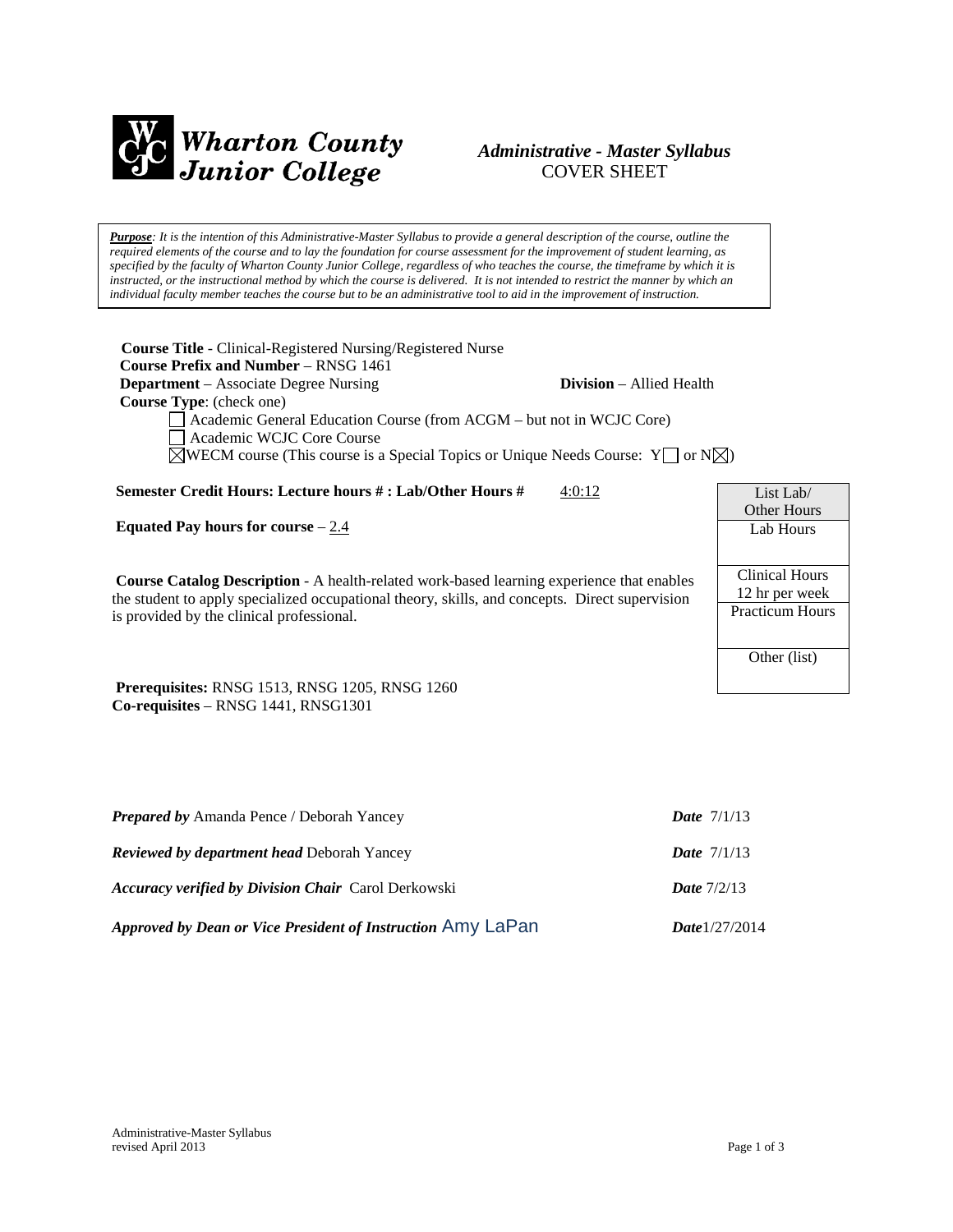# Wharton County Junior College

*Administrative - Master Syllabus*
COVER SHEET

***Purpose**: It is the intention of this Administrative-Master Syllabus to provide a general description of the course, outline the required elements of the course and to lay the foundation for course assessment for the improvement of student learning, as specified by the faculty of Wharton County Junior College, regardless of who teaches the course, the timeframe by which it is instructed, or the instructional method by which the course is delivered. It is not intended to restrict the manner by which an individual faculty member teaches the course but to be an administrative tool to aid in the improvement of instruction.*

**Course Title** - Clinical-Registered Nursing/Registered Nurse
**Course Prefix and Number** – RNSG 1461
**Department** – Associate Degree Nursing **Division** – Allied Health
**Course Type**: (check one)

- ☐ Academic General Education Course (from ACGM – but not in WCJC Core)
- ☐ Academic WCJC Core Course
- ☒ WECM course (This course is a Special Topics or Unique Needs Course: Y☐ or N☒)

**Semester Credit Hours: Lecture hours # : Lab/Other Hours #** 4:0:12

**Equated Pay hours for course** – 2.4

| List Lab/ Other Hours |
|---|
| Lab Hours |
| Clinical Hours 12 hr per week |
| Practicum Hours |
| Other (list) |

**Course Catalog Description** - A health-related work-based learning experience that enables the student to apply specialized occupational theory, skills, and concepts. Direct supervision is provided by the clinical professional.

**Prerequisites:** RNSG 1513, RNSG 1205, RNSG 1260
**Co-requisites** – RNSG 1441, RNSG1301

***Prepared by*** Amanda Pence / Deborah Yancey ***Date*** 7/1/13

***Reviewed by department head*** Deborah Yancey ***Date*** 7/1/13

***Accuracy verified by Division Chair*** Carol Derkowski ***Date*** 7/2/13

***Approved by Dean or Vice President of Instruction*** Amy LaPan ***Date***1/27/2014

Administrative-Master Syllabus
revised April 2013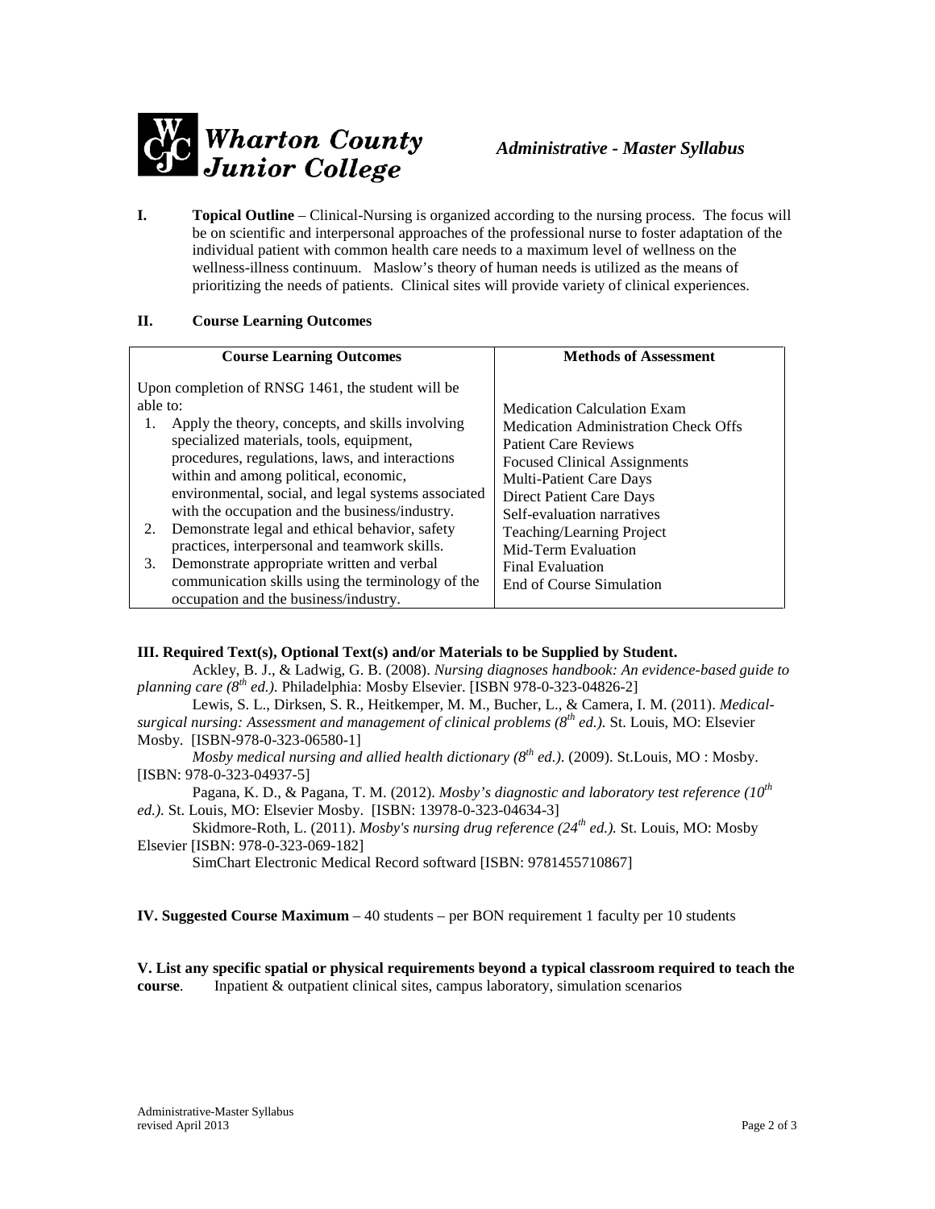**Wharton County Junior College** *Administrative - Master Syllabus*

**I. Topical Outline** – Clinical-Nursing is organized according to the nursing process. The focus will be on scientific and interpersonal approaches of the professional nurse to foster adaptation of the individual patient with common health care needs to a maximum level of wellness on the wellness-illness continuum. Maslow's theory of human needs is utilized as the means of prioritizing the needs of patients. Clinical sites will provide variety of clinical experiences.

**II. Course Learning Outcomes**

| Course Learning Outcomes | Methods of Assessment |
|---|---|
| Upon completion of RNSG 1461, the student will be able to:<br>1. Apply the theory, concepts, and skills involving specialized materials, tools, equipment, procedures, regulations, laws, and interactions within and among political, economic, environmental, social, and legal systems associated with the occupation and the business/industry.<br>2. Demonstrate legal and ethical behavior, safety practices, interpersonal and teamwork skills.<br>3. Demonstrate appropriate written and verbal communication skills using the terminology of the occupation and the business/industry. | Medication Calculation Exam<br>Medication Administration Check Offs<br>Patient Care Reviews<br>Focused Clinical Assignments<br>Multi-Patient Care Days<br>Direct Patient Care Days<br>Self-evaluation narratives<br>Teaching/Learning Project<br>Mid-Term Evaluation<br>Final Evaluation<br>End of Course Simulation |

**III. Required Text(s), Optional Text(s) and/or Materials to be Supplied by Student.**

Ackley, B. J., & Ladwig, G. B. (2008). *Nursing diagnoses handbook: An evidence-based guide to planning care (8th ed.).* Philadelphia: Mosby Elsevier. [ISBN 978-0-323-04826-2]

Lewis, S. L., Dirksen, S. R., Heitkemper, M. M., Bucher, L., & Camera, I. M. (2011). *Medical-surgical nursing: Assessment and management of clinical problems (8th ed.).* St. Louis, MO: Elsevier Mosby. [ISBN-978-0-323-06580-1]

*Mosby medical nursing and allied health dictionary (8th ed.)*. (2009). St.Louis, MO : Mosby. [ISBN: 978-0-323-04937-5]

Pagana, K. D., & Pagana, T. M. (2012). *Mosby's diagnostic and laboratory test reference (10th ed.).* St. Louis, MO: Elsevier Mosby. [ISBN: 13978-0-323-04634-3]

Skidmore-Roth, L. (2011). *Mosby's nursing drug reference (24th ed.).* St. Louis, MO: Mosby Elsevier [ISBN: 978-0-323-069-182]

SimChart Electronic Medical Record softward [ISBN: 9781455710867]

**IV. Suggested Course Maximum** – 40 students – per BON requirement 1 faculty per 10 students

**V. List any specific spatial or physical requirements beyond a typical classroom required to teach the course**. Inpatient & outpatient clinical sites, campus laboratory, simulation scenarios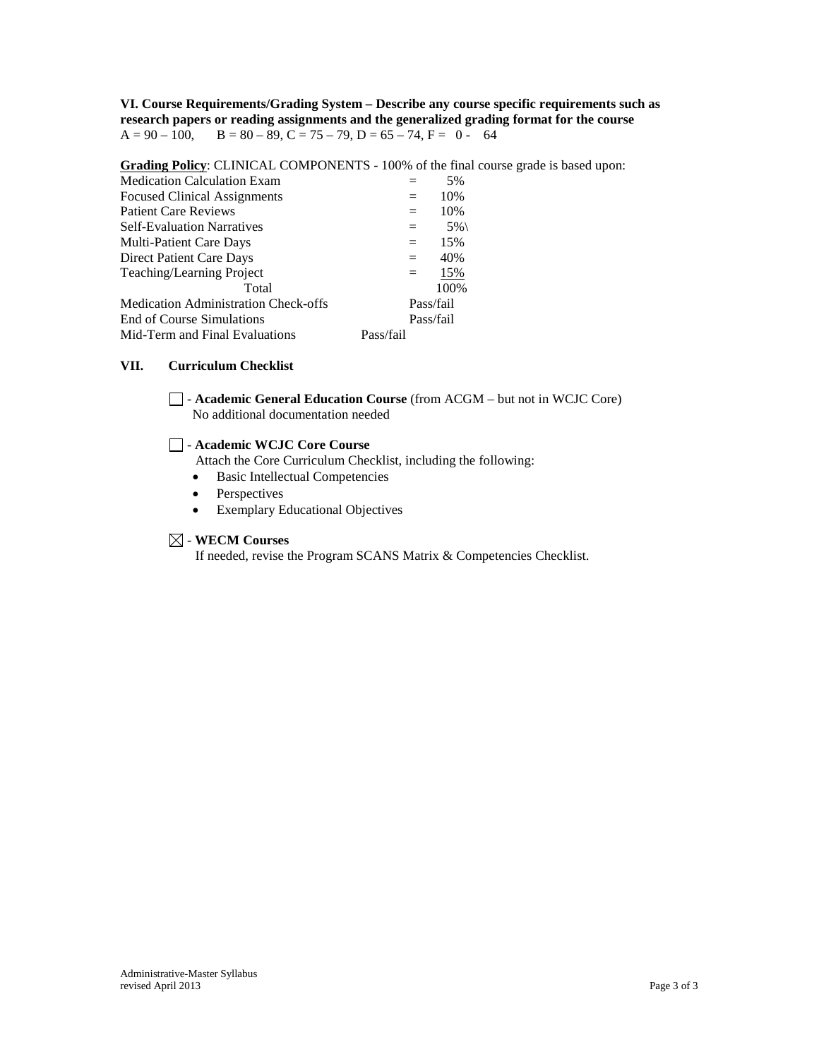**VI. Course Requirements/Grading System – Describe any course specific requirements such as research papers or reading assignments and the generalized grading format for the course**

A = 90 – 100,  B = 80 – 89, C = 75 – 79, D = 65 – 74, F = 0 - 64

**Grading Policy**: CLINICAL COMPONENTS - 100% of the final course grade is based upon:

| | | |
|---|---|---|
| Medication Calculation Exam | = | 5% |
| Focused Clinical Assignments | = | 10% |
| Patient Care Reviews | = | 10% |
| Self-Evaluation Narratives | = | 5%\ |
| Multi-Patient Care Days | = | 15% |
| Direct Patient Care Days | = | 40% |
| Teaching/Learning Project | = | 15% |
| Total | | 100% |
| Medication Administration Check-offs | | Pass/fail |
| End of Course Simulations | | Pass/fail |
| Mid-Term and Final Evaluations | | Pass/fail |

**VII. Curriculum Checklist**

☐ - **Academic General Education Course** (from ACGM – but not in WCJC Core)
No additional documentation needed

☐ - **Academic WCJC Core Course**
Attach the Core Curriculum Checklist, including the following:

- Basic Intellectual Competencies
- Perspectives
- Exemplary Educational Objectives

☒ - **WECM Courses**
If needed, revise the Program SCANS Matrix & Competencies Checklist.

Administrative-Master Syllabus
revised April 2013